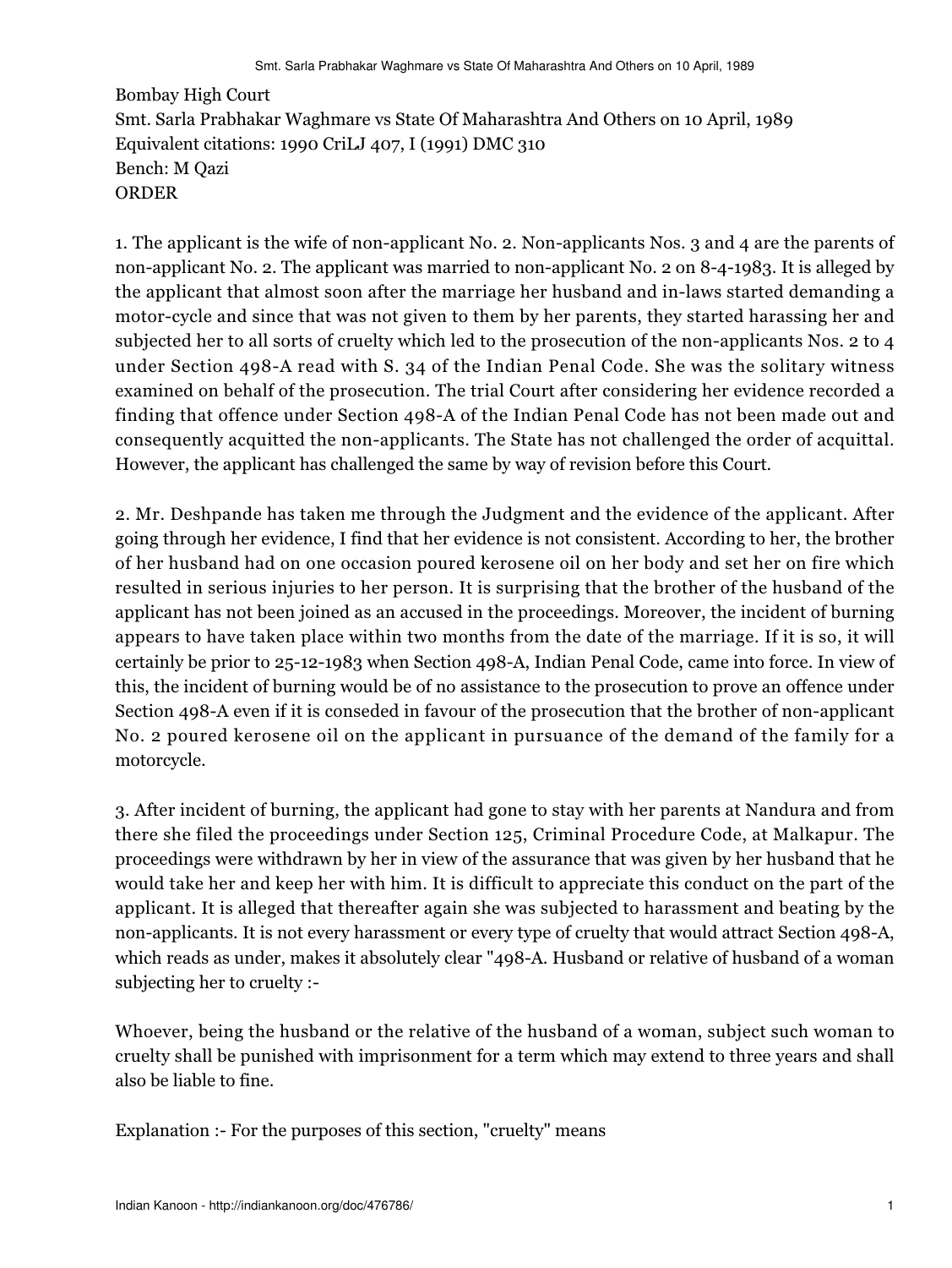Bombay High Court

Smt. Sarla Prabhakar Waghmare vs State Of Maharashtra And Others on 10 April, 1989

Equivalent citations: 1990 CriLJ 407, I (1991) DMC 310

Bench: M Qazi

ORDER

1. The applicant is the wife of non-applicant No. 2. Non-applicants Nos. 3 and 4 are the parents of non-applicant No. 2. The applicant was married to non-applicant No. 2 on 8-4-1983. It is alleged by the applicant that almost soon after the marriage her husband and in-laws started demanding a motor-cycle and since that was not given to them by her parents, they started harassing her and subjected her to all sorts of cruelty which led to the prosecution of the non-applicants Nos. 2 to 4 under Section 498-A read with S. 34 of the Indian Penal Code. She was the solitary witness examined on behalf of the prosecution. The trial Court after considering her evidence recorded a finding that offence under Section 498-A of the Indian Penal Code has not been made out and consequently acquitted the non-applicants. The State has not challenged the order of acquittal. However, the applicant has challenged the same by way of revision before this Court.

2. Mr. Deshpande has taken me through the Judgment and the evidence of the applicant. After going through her evidence, I find that her evidence is not consistent. According to her, the brother of her husband had on one occasion poured kerosene oil on her body and set her on fire which resulted in serious injuries to her person. It is surprising that the brother of the husband of the applicant has not been joined as an accused in the proceedings. Moreover, the incident of burning appears to have taken place within two months from the date of the marriage. If it is so, it will certainly be prior to 25-12-1983 when Section 498-A, Indian Penal Code, came into force. In view of this, the incident of burning would be of no assistance to the prosecution to prove an offence under Section 498-A even if it is conseded in favour of the prosecution that the brother of non-applicant No. 2 poured kerosene oil on the applicant in pursuance of the demand of the family for a motorcycle.

3. After incident of burning, the applicant had gone to stay with her parents at Nandura and from there she filed the proceedings under Section 125, Criminal Procedure Code, at Malkapur. The proceedings were withdrawn by her in view of the assurance that was given by her husband that he would take her and keep her with him. It is difficult to appreciate this conduct on the part of the applicant. It is alleged that thereafter again she was subjected to harassment and beating by the non-applicants. It is not every harassment or every type of cruelty that would attract Section 498-A, which reads as under, makes it absolutely clear "498-A. Husband or relative of husband of a woman subjecting her to cruelty :-

Whoever, being the husband or the relative of the husband of a woman, subject such woman to cruelty shall be punished with imprisonment for a term which may extend to three years and shall also be liable to fine.

Explanation :- For the purposes of this section, "cruelty" means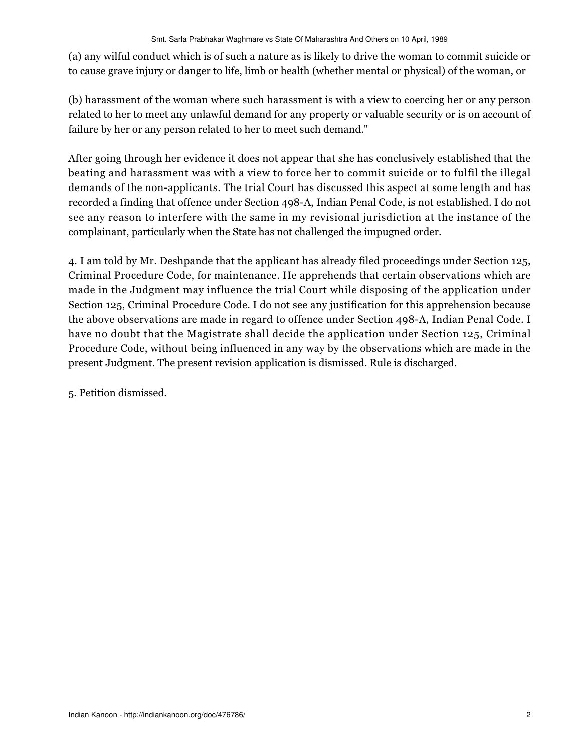(a) any wilful conduct which is of such a nature as is likely to drive the woman to commit suicide or to cause grave injury or danger to life, limb or health (whether mental or physical) of the woman, or

(b) harassment of the woman where such harassment is with a view to coercing her or any person related to her to meet any unlawful demand for any property or valuable security or is on account of failure by her or any person related to her to meet such demand."

After going through her evidence it does not appear that she has conclusively established that the beating and harassment was with a view to force her to commit suicide or to fulfil the illegal demands of the non-applicants. The trial Court has discussed this aspect at some length and has recorded a finding that offence under Section 498-A, Indian Penal Code, is not established. I do not see any reason to interfere with the same in my revisional jurisdiction at the instance of the complainant, particularly when the State has not challenged the impugned order.

4. I am told by Mr. Deshpande that the applicant has already filed proceedings under Section 125, Criminal Procedure Code, for maintenance. He apprehends that certain observations which are made in the Judgment may influence the trial Court while disposing of the application under Section 125, Criminal Procedure Code. I do not see any justification for this apprehension because the above observations are made in regard to offence under Section 498-A, Indian Penal Code. I have no doubt that the Magistrate shall decide the application under Section 125, Criminal Procedure Code, without being influenced in any way by the observations which are made in the present Judgment. The present revision application is dismissed. Rule is discharged.

5. Petition dismissed.